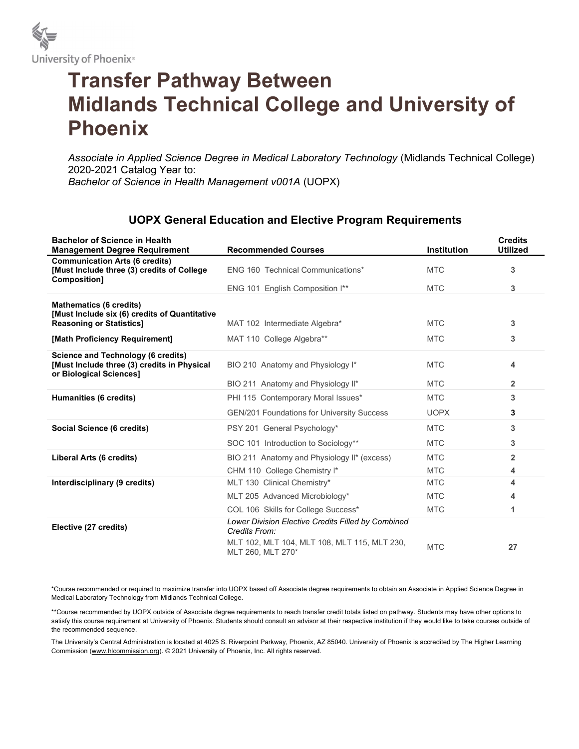University of Phoenix®

# Transfer Pathway Between Midlands Technical College and University of Phoenix

*Associate in Applied Science Degree in Medical Laboratory Technology* (Midlands Technical College) 2020-2021 Catalog Year to:
*Bachelor of Science in Health Management v001A* (UOPX)

## UOPX General Education and Elective Program Requirements

| Bachelor of Science in Health Management Degree Requirement | Recommended Courses | Institution | Credits Utilized |
|---|---|---|---|
| **Communication Arts (6 credits) [Must Include three (3) credits of College Composition]** | ENG 160 Technical Communications* | MTC | 3 |
| | ENG 101 English Composition I** | MTC | 3 |
| **Mathematics (6 credits) [Must Include six (6) credits of Quantitative Reasoning or Statistics]** | MAT 102 Intermediate Algebra* | MTC | 3 |
| **[Math Proficiency Requirement]** | MAT 110 College Algebra** | MTC | 3 |
| **Science and Technology (6 credits) [Must Include three (3) credits in Physical or Biological Sciences]** | BIO 210 Anatomy and Physiology I* | MTC | 4 |
| | BIO 211 Anatomy and Physiology II* | MTC | 2 |
| **Humanities (6 credits)** | PHI 115 Contemporary Moral Issues* | MTC | 3 |
| | GEN/201 Foundations for University Success | UOPX | 3 |
| **Social Science (6 credits)** | PSY 201 General Psychology* | MTC | 3 |
| | SOC 101 Introduction to Sociology** | MTC | 3 |
| **Liberal Arts (6 credits)** | BIO 211 Anatomy and Physiology II* (excess) | MTC | 2 |
| | CHM 110 College Chemistry I* | MTC | 4 |
| **Interdisciplinary (9 credits)** | MLT 130 Clinical Chemistry* | MTC | 4 |
| | MLT 205 Advanced Microbiology* | MTC | 4 |
| | COL 106 Skills for College Success* | MTC | 1 |
| **Elective (27 credits)** | *Lower Division Elective Credits Filled by Combined Credits From:* MLT 102, MLT 104, MLT 108, MLT 115, MLT 230, MLT 260, MLT 270* | MTC | 27 |

*Course recommended or required to maximize transfer into UOPX based off Associate degree requirements to obtain an Associate in Applied Science Degree in Medical Laboratory Technology from Midlands Technical College.

**Course recommended by UOPX outside of Associate degree requirements to reach transfer credit totals listed on pathway. Students may have other options to satisfy this course requirement at University of Phoenix. Students should consult an advisor at their respective institution if they would like to take courses outside of the recommended sequence.

The University's Central Administration is located at 4025 S. Riverpoint Parkway, Phoenix, AZ 85040. University of Phoenix is accredited by The Higher Learning Commission (www.hlcommission.org). © 2021 University of Phoenix, Inc. All rights reserved.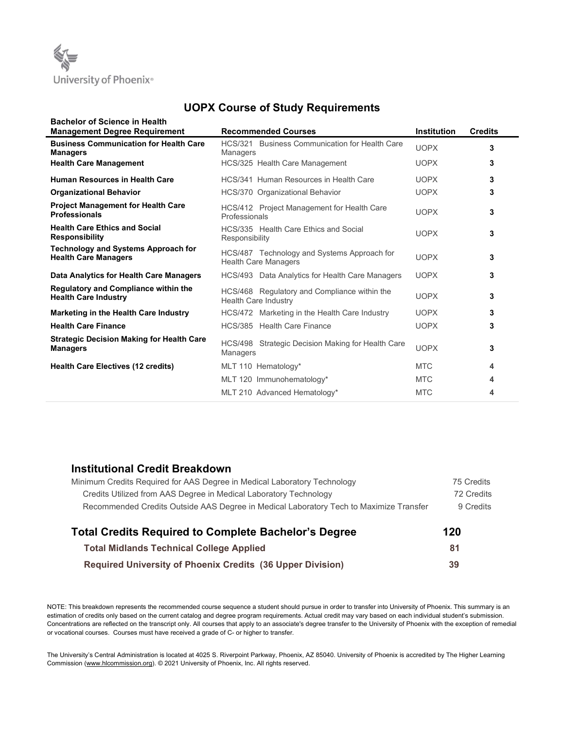University of Phoenix®

## UOPX Course of Study Requirements

| Bachelor of Science in Health Management Degree Requirement | Recommended Courses | Institution | Credits |
|---|---|---|---|
| **Business Communication for Health Care Managers** | HCS/321 Business Communication for Health Care Managers | UOPX | **3** |
| **Health Care Management** | HCS/325 Health Care Management | UOPX | **3** |
| **Human Resources in Health Care** | HCS/341 Human Resources in Health Care | UOPX | **3** |
| **Organizational Behavior** | HCS/370 Organizational Behavior | UOPX | **3** |
| **Project Management for Health Care Professionals** | HCS/412 Project Management for Health Care Professionals | UOPX | **3** |
| **Health Care Ethics and Social Responsibility** | HCS/335 Health Care Ethics and Social Responsibility | UOPX | **3** |
| **Technology and Systems Approach for Health Care Managers** | HCS/487 Technology and Systems Approach for Health Care Managers | UOPX | **3** |
| **Data Analytics for Health Care Managers** | HCS/493 Data Analytics for Health Care Managers | UOPX | **3** |
| **Regulatory and Compliance within the Health Care Industry** | HCS/468 Regulatory and Compliance within the Health Care Industry | UOPX | **3** |
| **Marketing in the Health Care Industry** | HCS/472 Marketing in the Health Care Industry | UOPX | **3** |
| **Health Care Finance** | HCS/385 Health Care Finance | UOPX | **3** |
| **Strategic Decision Making for Health Care Managers** | HCS/498 Strategic Decision Making for Health Care Managers | UOPX | **3** |
| **Health Care Electives (12 credits)** | MLT 110 Hematology* | MTC | **4** |
| | MLT 120 Immunohematology* | MTC | **4** |
| | MLT 210 Advanced Hematology* | MTC | **4** |

### Institutional Credit Breakdown

| | |
|---|---|
| Minimum Credits Required for AAS Degree in Medical Laboratory Technology | 75 Credits |
| Credits Utilized from AAS Degree in Medical Laboratory Technology | 72 Credits |
| Recommended Credits Outside AAS Degree in Medical Laboratory Tech to Maximize Transfer | 9 Credits |

| | |
|---|---|
| **Total Credits Required to Complete Bachelor's Degree** | **120** |
| **Total Midlands Technical College Applied** | **81** |
| **Required University of Phoenix Credits (36 Upper Division)** | **39** |

NOTE: This breakdown represents the recommended course sequence a student should pursue in order to transfer into University of Phoenix. This summary is an estimation of credits only based on the current catalog and degree program requirements. Actual credit may vary based on each individual student's submission. Concentrations are reflected on the transcript only. All courses that apply to an associate's degree transfer to the University of Phoenix with the exception of remedial or vocational courses. Courses must have received a grade of C- or higher to transfer.

The University's Central Administration is located at 4025 S. Riverpoint Parkway, Phoenix, AZ 85040. University of Phoenix is accredited by The Higher Learning Commission (www.hlcommission.org). © 2021 University of Phoenix, Inc. All rights reserved.